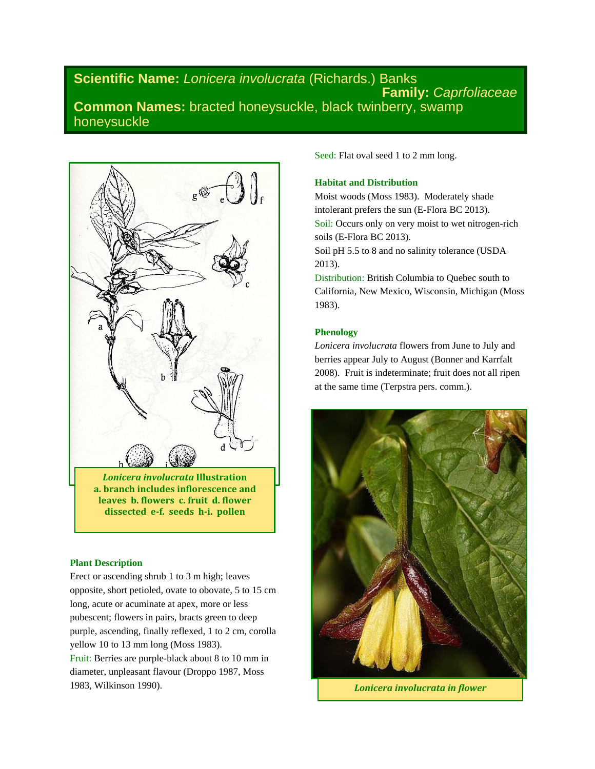**Scientific Name:** *Lonicera involucrata* (Richards.) Banks

**Family:** *Caprfoliaceae*

**Common Names:** bracted honeysuckle, black twinberry, swamp honeysuckle

***Lonicera involucrata* Illustration**
**a. branch includes inflorescence and leaves b. flowers c. fruit d. flower dissected e-f. seeds h-i. pollen**

### Plant Description

Erect or ascending shrub 1 to 3 m high; leaves opposite, short petioled, ovate to obovate, 5 to 15 cm long, acute or acuminate at apex, more or less pubescent; flowers in pairs, bracts green to deep purple, ascending, finally reflexed, 1 to 2 cm, corolla yellow 10 to 13 mm long (Moss 1983).

Fruit: Berries are purple-black about 8 to 10 mm in diameter, unpleasant flavour (Droppo 1987, Moss 1983, Wilkinson 1990).

Seed: Flat oval seed 1 to 2 mm long.

### Habitat and Distribution

Moist woods (Moss 1983). Moderately shade intolerant prefers the sun (E-Flora BC 2013).

Soil: Occurs only on very moist to wet nitrogen-rich soils (E-Flora BC 2013).

Soil pH 5.5 to 8 and no salinity tolerance (USDA 2013).

Distribution: British Columbia to Quebec south to California, New Mexico, Wisconsin, Michigan (Moss 1983).

### Phenology

*Lonicera involucrata* flowers from June to July and berries appear July to August (Bonner and Karrfalt 2008). Fruit is indeterminate; fruit does not all ripen at the same time (Terpstra pers. comm.).

***Lonicera involucrata* in flower**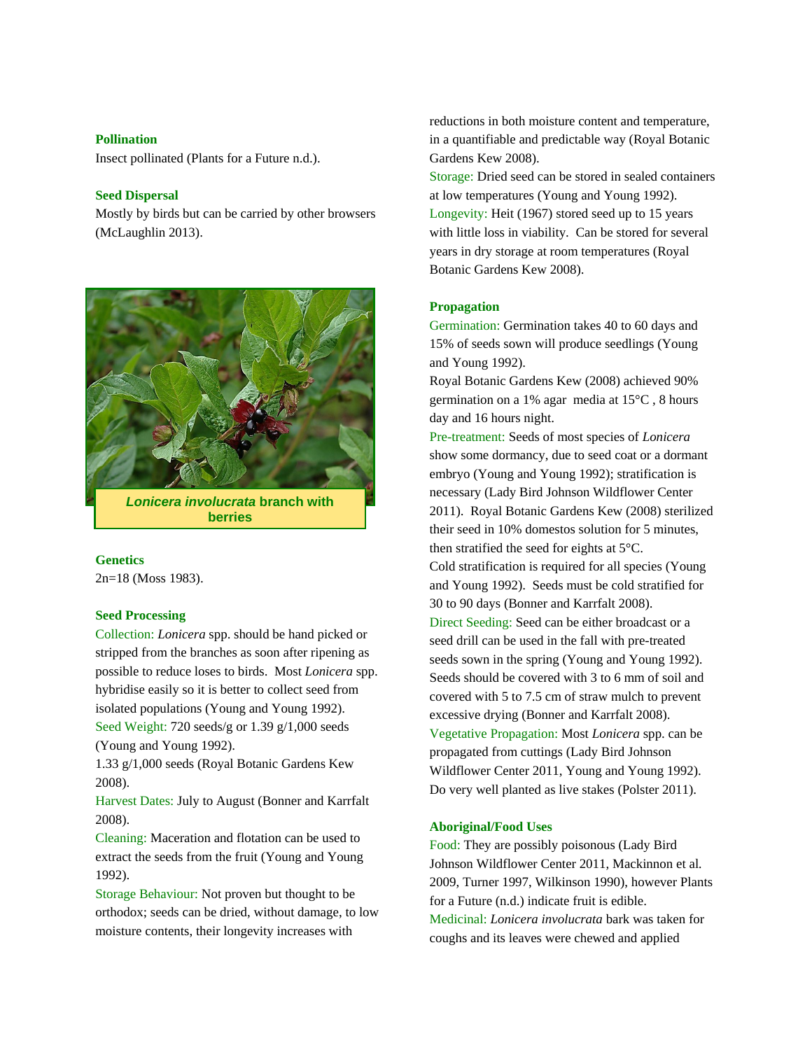## Pollination

Insect pollinated (Plants for a Future n.d.).

## Seed Dispersal

Mostly by birds but can be carried by other browsers (McLaughlin 2013).

***Lonicera involucrata*** **branch with berries**

## Genetics

2n=18 (Moss 1983).

## Seed Processing

Collection: *Lonicera* spp. should be hand picked or stripped from the branches as soon after ripening as possible to reduce loses to birds. Most *Lonicera* spp. hybridise easily so it is better to collect seed from isolated populations (Young and Young 1992).

Seed Weight: 720 seeds/g or 1.39 g/1,000 seeds (Young and Young 1992).

1.33 g/1,000 seeds (Royal Botanic Gardens Kew 2008).

Harvest Dates: July to August (Bonner and Karrfalt 2008).

Cleaning: Maceration and flotation can be used to extract the seeds from the fruit (Young and Young 1992).

Storage Behaviour: Not proven but thought to be orthodox; seeds can be dried, without damage, to low moisture contents, their longevity increases with reductions in both moisture content and temperature, in a quantifiable and predictable way (Royal Botanic Gardens Kew 2008).

Storage: Dried seed can be stored in sealed containers at low temperatures (Young and Young 1992).

Longevity: Heit (1967) stored seed up to 15 years with little loss in viability. Can be stored for several years in dry storage at room temperatures (Royal Botanic Gardens Kew 2008).

## Propagation

Germination: Germination takes 40 to 60 days and 15% of seeds sown will produce seedlings (Young and Young 1992).

Royal Botanic Gardens Kew (2008) achieved 90% germination on a 1% agar media at 15°C , 8 hours day and 16 hours night.

Pre-treatment: Seeds of most species of *Lonicera* show some dormancy, due to seed coat or a dormant embryo (Young and Young 1992); stratification is necessary (Lady Bird Johnson Wildflower Center 2011). Royal Botanic Gardens Kew (2008) sterilized their seed in 10% domestos solution for 5 minutes, then stratified the seed for eights at 5°C.

Cold stratification is required for all species (Young and Young 1992). Seeds must be cold stratified for 30 to 90 days (Bonner and Karrfalt 2008).

Direct Seeding: Seed can be either broadcast or a seed drill can be used in the fall with pre-treated seeds sown in the spring (Young and Young 1992). Seeds should be covered with 3 to 6 mm of soil and covered with 5 to 7.5 cm of straw mulch to prevent excessive drying (Bonner and Karrfalt 2008).

Vegetative Propagation: Most *Lonicera* spp. can be propagated from cuttings (Lady Bird Johnson Wildflower Center 2011, Young and Young 1992). Do very well planted as live stakes (Polster 2011).

## Aboriginal/Food Uses

Food: They are possibly poisonous (Lady Bird Johnson Wildflower Center 2011, Mackinnon et al. 2009, Turner 1997, Wilkinson 1990), however Plants for a Future (n.d.) indicate fruit is edible.

Medicinal: *Lonicera involucrata* bark was taken for coughs and its leaves were chewed and applied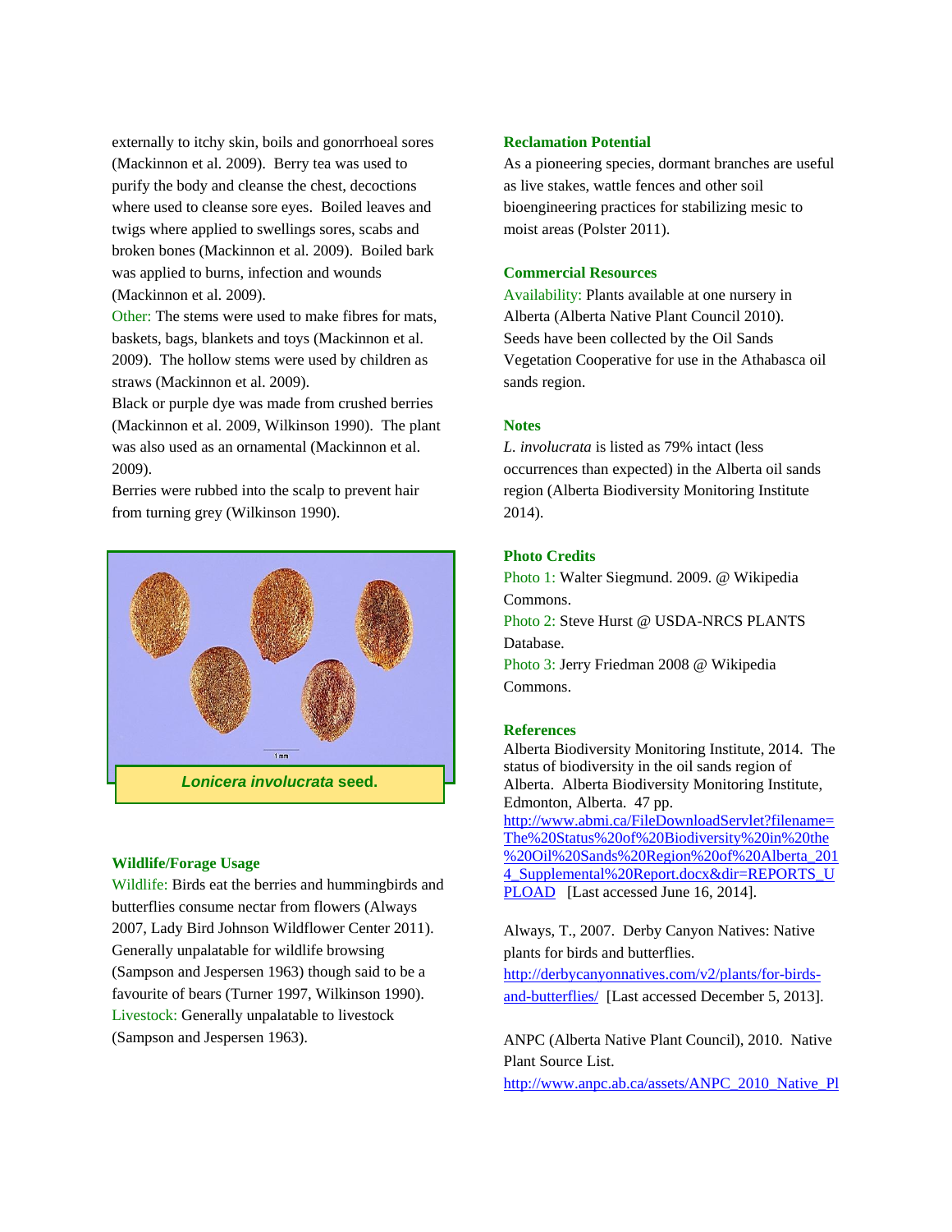externally to itchy skin, boils and gonorrhoeal sores (Mackinnon et al. 2009). Berry tea was used to purify the body and cleanse the chest, decoctions where used to cleanse sore eyes. Boiled leaves and twigs where applied to swellings sores, scabs and broken bones (Mackinnon et al. 2009). Boiled bark was applied to burns, infection and wounds (Mackinnon et al. 2009).

Other: The stems were used to make fibres for mats, baskets, bags, blankets and toys (Mackinnon et al. 2009). The hollow stems were used by children as straws (Mackinnon et al. 2009).

Black or purple dye was made from crushed berries (Mackinnon et al. 2009, Wilkinson 1990). The plant was also used as an ornamental (Mackinnon et al. 2009).

Berries were rubbed into the scalp to prevent hair from turning grey (Wilkinson 1990).

***Lonicera involucrata* seed.**

### Wildlife/Forage Usage

Wildlife: Birds eat the berries and hummingbirds and butterflies consume nectar from flowers (Always 2007, Lady Bird Johnson Wildflower Center 2011). Generally unpalatable for wildlife browsing (Sampson and Jespersen 1963) though said to be a favourite of bears (Turner 1997, Wilkinson 1990).

Livestock: Generally unpalatable to livestock (Sampson and Jespersen 1963).

### Reclamation Potential

As a pioneering species, dormant branches are useful as live stakes, wattle fences and other soil bioengineering practices for stabilizing mesic to moist areas (Polster 2011).

### Commercial Resources

Availability: Plants available at one nursery in Alberta (Alberta Native Plant Council 2010). Seeds have been collected by the Oil Sands Vegetation Cooperative for use in the Athabasca oil sands region.

### Notes

*L. involucrata* is listed as 79% intact (less occurrences than expected) in the Alberta oil sands region (Alberta Biodiversity Monitoring Institute 2014).

### Photo Credits

Photo 1: Walter Siegmund. 2009. @ Wikipedia Commons.

Photo 2: Steve Hurst @ USDA-NRCS PLANTS Database.

Photo 3: Jerry Friedman 2008 @ Wikipedia Commons.

### References

Alberta Biodiversity Monitoring Institute, 2014. The status of biodiversity in the oil sands region of Alberta. Alberta Biodiversity Monitoring Institute, Edmonton, Alberta. 47 pp. http://www.abmi.ca/FileDownloadServlet?filename=The%20Status%20of%20Biodiversity%20in%20the%20Oil%20Sands%20Region%20of%20Alberta_2014_Supplemental%20Report.docx&dir=REPORTS_UPLOAD [Last accessed June 16, 2014].

Always, T., 2007. Derby Canyon Natives: Native plants for birds and butterflies. http://derbycanyonnatives.com/v2/plants/for-birds-and-butterflies/ [Last accessed December 5, 2013].

ANPC (Alberta Native Plant Council), 2010. Native Plant Source List. http://www.anpc.ab.ca/assets/ANPC_2010_Native_Pl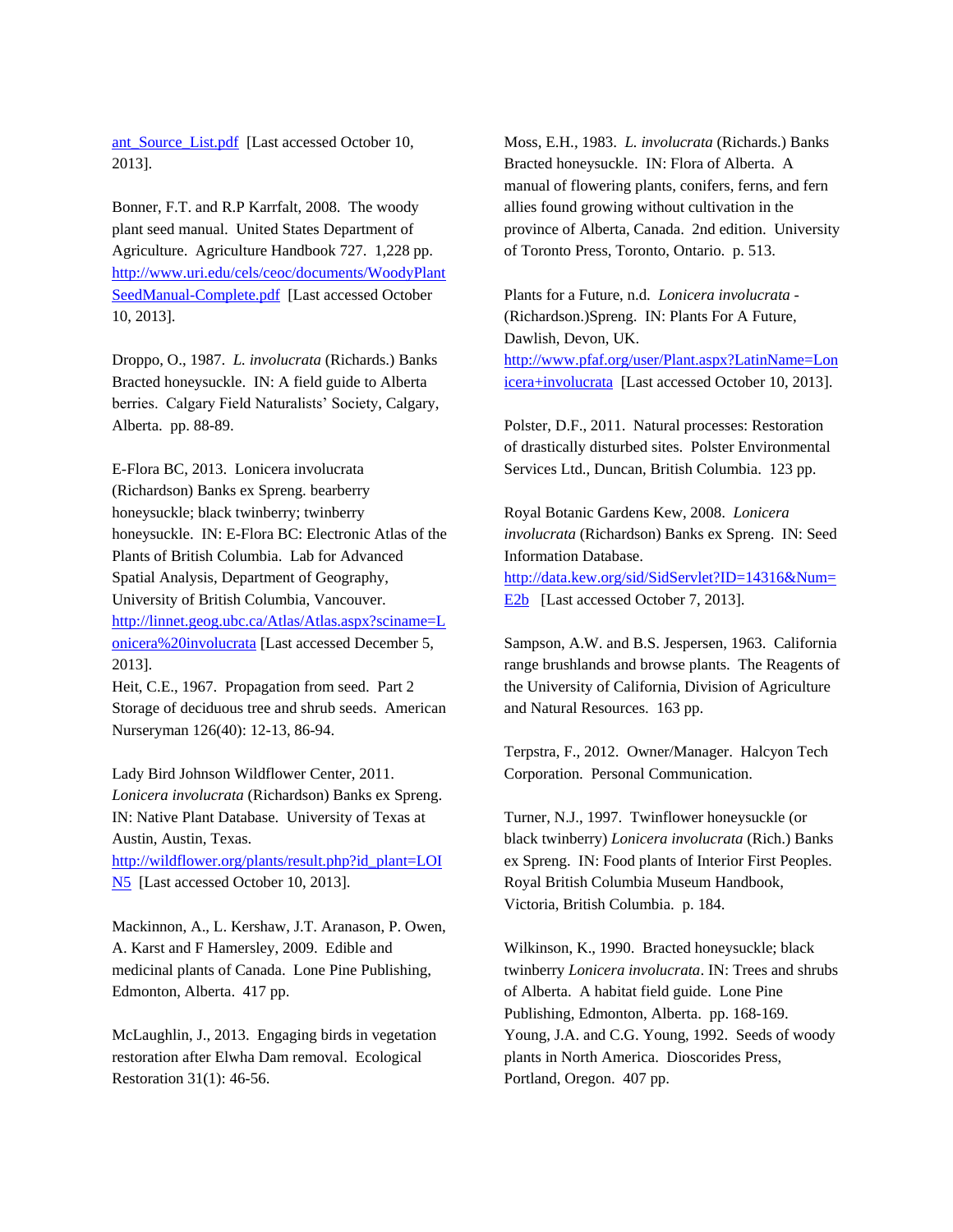ant_Source_List.pdf [Last accessed October 10, 2013].

Bonner, F.T. and R.P Karrfalt, 2008. The woody plant seed manual. United States Department of Agriculture. Agriculture Handbook 727. 1,228 pp. http://www.uri.edu/cels/ceoc/documents/WoodyPlantSeedManual-Complete.pdf [Last accessed October 10, 2013].

Droppo, O., 1987. *L. involucrata* (Richards.) Banks Bracted honeysuckle. IN: A field guide to Alberta berries. Calgary Field Naturalists' Society, Calgary, Alberta. pp. 88-89.

E-Flora BC, 2013. Lonicera involucrata (Richardson) Banks ex Spreng. bearberry honeysuckle; black twinberry; twinberry honeysuckle. IN: E-Flora BC: Electronic Atlas of the Plants of British Columbia. Lab for Advanced Spatial Analysis, Department of Geography, University of British Columbia, Vancouver. http://linnet.geog.ubc.ca/Atlas/Atlas.aspx?sciname=Lonicera%20involucrata [Last accessed December 5, 2013].

Heit, C.E., 1967. Propagation from seed. Part 2 Storage of deciduous tree and shrub seeds. American Nurseryman 126(40): 12-13, 86-94.

Lady Bird Johnson Wildflower Center, 2011. *Lonicera involucrata* (Richardson) Banks ex Spreng. IN: Native Plant Database. University of Texas at Austin, Austin, Texas. http://wildflower.org/plants/result.php?id_plant=LOIN5 [Last accessed October 10, 2013].

Mackinnon, A., L. Kershaw, J.T. Aranason, P. Owen, A. Karst and F Hamersley, 2009. Edible and medicinal plants of Canada. Lone Pine Publishing, Edmonton, Alberta. 417 pp.

McLaughlin, J., 2013. Engaging birds in vegetation restoration after Elwha Dam removal. Ecological Restoration 31(1): 46-56.

Moss, E.H., 1983. *L. involucrata* (Richards.) Banks Bracted honeysuckle. IN: Flora of Alberta. A manual of flowering plants, conifers, ferns, and fern allies found growing without cultivation in the province of Alberta, Canada. 2nd edition. University of Toronto Press, Toronto, Ontario. p. 513.

Plants for a Future, n.d. *Lonicera involucrata* - (Richardson.)Spreng. IN: Plants For A Future, Dawlish, Devon, UK. http://www.pfaf.org/user/Plant.aspx?LatinName=Lonicera+involucrata [Last accessed October 10, 2013].

Polster, D.F., 2011. Natural processes: Restoration of drastically disturbed sites. Polster Environmental Services Ltd., Duncan, British Columbia. 123 pp.

Royal Botanic Gardens Kew, 2008. *Lonicera involucrata* (Richardson) Banks ex Spreng. IN: Seed Information Database. http://data.kew.org/sid/SidServlet?ID=14316&Num=E2b [Last accessed October 7, 2013].

Sampson, A.W. and B.S. Jespersen, 1963. California range brushlands and browse plants. The Reagents of the University of California, Division of Agriculture and Natural Resources. 163 pp.

Terpstra, F., 2012. Owner/Manager. Halcyon Tech Corporation. Personal Communication.

Turner, N.J., 1997. Twinflower honeysuckle (or black twinberry) *Lonicera involucrata* (Rich.) Banks ex Spreng. IN: Food plants of Interior First Peoples. Royal British Columbia Museum Handbook, Victoria, British Columbia. p. 184.

Wilkinson, K., 1990. Bracted honeysuckle; black twinberry *Lonicera involucrata*. IN: Trees and shrubs of Alberta. A habitat field guide. Lone Pine Publishing, Edmonton, Alberta. pp. 168-169.

Young, J.A. and C.G. Young, 1992. Seeds of woody plants in North America. Dioscorides Press, Portland, Oregon. 407 pp.